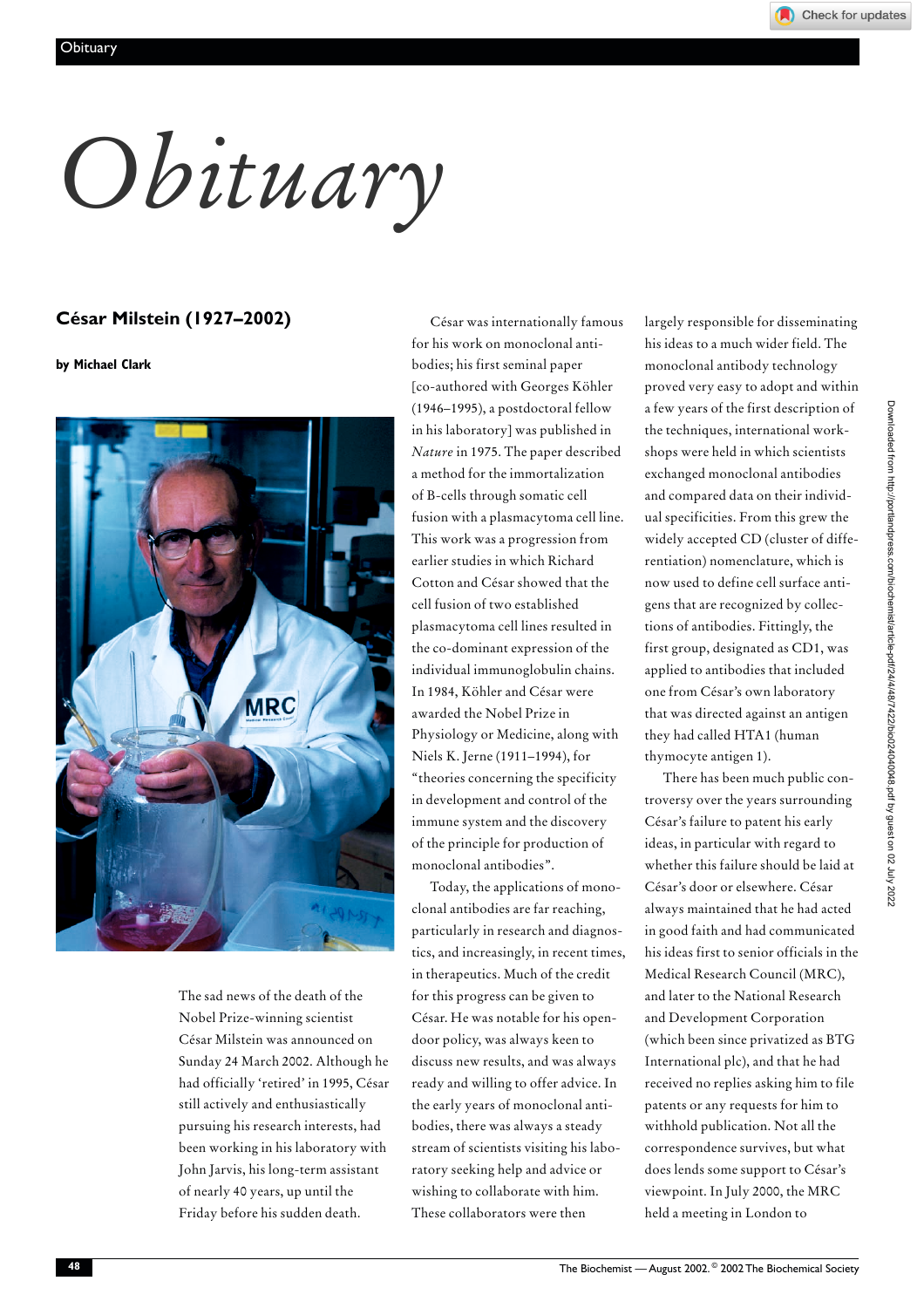# Obituary

## César Milstein (1927–2002)

**by Michael Clark**

The sad news of the death of the Nobel Prize-winning scientist César Milstein was announced on Sunday 24 March 2002. Although he had officially 'retired' in 1995, César still actively and enthusiastically pursuing his research interests, had been working in his laboratory with John Jarvis, his long-term assistant of nearly 40 years, up until the Friday before his sudden death.

César was internationally famous for his work on monoclonal antibodies; his first seminal paper [co-authored with Georges Köhler (1946–1995), a postdoctoral fellow in his laboratory] was published in *Nature* in 1975. The paper described a method for the immortalization of B-cells through somatic cell fusion with a plasmacytoma cell line. This work was a progression from earlier studies in which Richard Cotton and César showed that the cell fusion of two established plasmacytoma cell lines resulted in the co-dominant expression of the individual immunoglobulin chains. In 1984, Köhler and César were awarded the Nobel Prize in Physiology or Medicine, along with Niels K. Jerne (1911–1994), for "theories concerning the specificity in development and control of the immune system and the discovery of the principle for production of monoclonal antibodies".

Today, the applications of monoclonal antibodies are far reaching, particularly in research and diagnostics, and increasingly, in recent times, in therapeutics. Much of the credit for this progress can be given to César. He was notable for his open-door policy, was always keen to discuss new results, and was always ready and willing to offer advice. In the early years of monoclonal antibodies, there was always a steady stream of scientists visiting his laboratory seeking help and advice or wishing to collaborate with him. These collaborators were then largely responsible for disseminating his ideas to a much wider field. The monoclonal antibody technology proved very easy to adopt and within a few years of the first description of the techniques, international workshops were held in which scientists exchanged monoclonal antibodies and compared data on their individual specificities. From this grew the widely accepted CD (cluster of differentiation) nomenclature, which is now used to define cell surface antigens that are recognized by collections of antibodies. Fittingly, the first group, designated as CD1, was applied to antibodies that included one from César's own laboratory that was directed against an antigen they had called HTA1 (human thymocyte antigen 1).

There has been much public controversy over the years surrounding César's failure to patent his early ideas, in particular with regard to whether this failure should be laid at César's door or elsewhere. César always maintained that he had acted in good faith and had communicated his ideas first to senior officials in the Medical Research Council (MRC), and later to the National Research and Development Corporation (which been since privatized as BTG International plc), and that he had received no replies asking him to file patents or any requests for him to withhold publication. Not all the correspondence survives, but what does lends some support to César's viewpoint. In July 2000, the MRC held a meeting in London to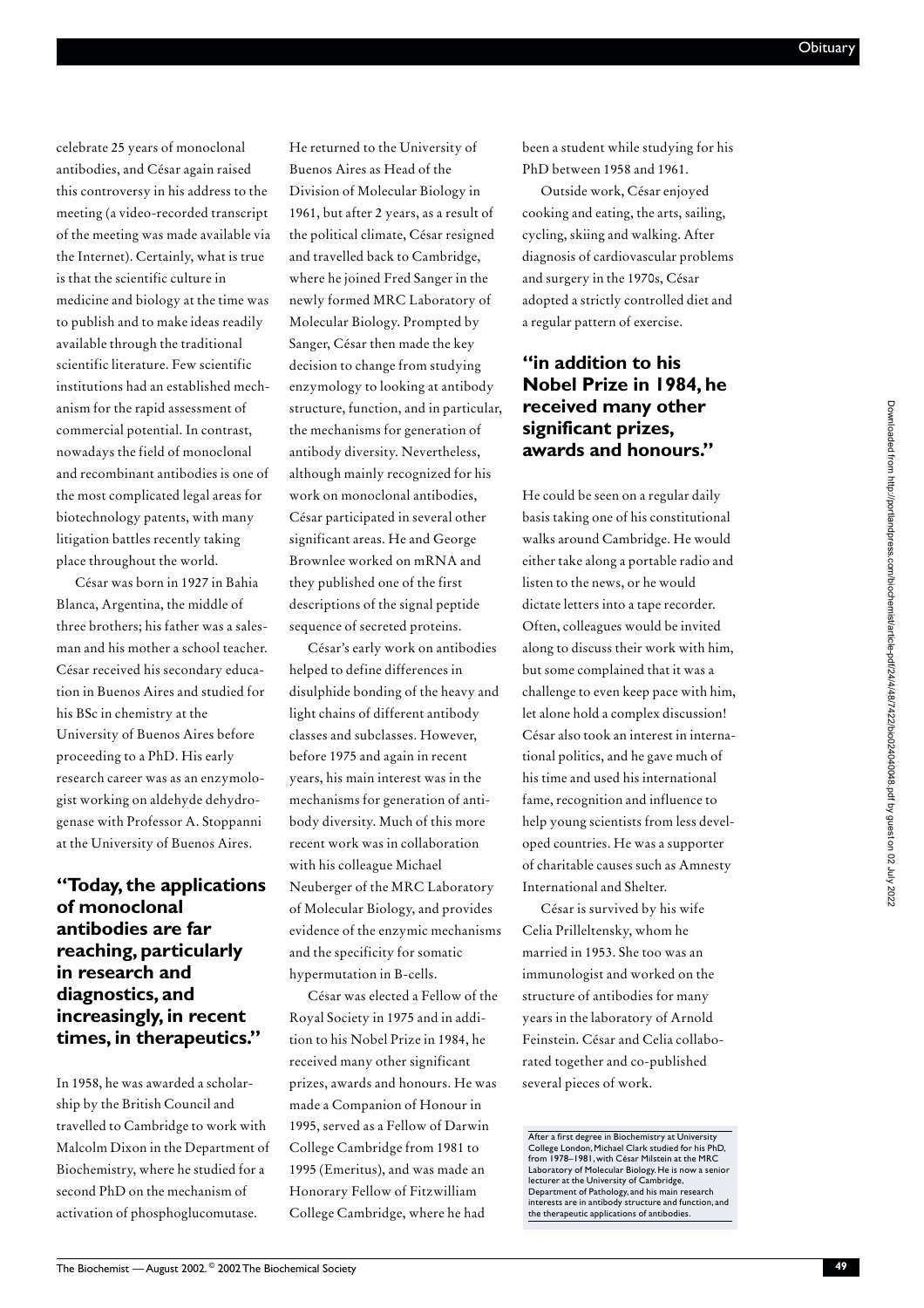celebrate 25 years of monoclonal antibodies, and César again raised this controversy in his address to the meeting (a video-recorded transcript of the meeting was made available via the Internet). Certainly, what is true is that the scientific culture in medicine and biology at the time was to publish and to make ideas readily available through the traditional scientific literature. Few scientific institutions had an established mechanism for the rapid assessment of commercial potential. In contrast, nowadays the field of monoclonal and recombinant antibodies is one of the most complicated legal areas for biotechnology patents, with many litigation battles recently taking place throughout the world.

César was born in 1927 in Bahia Blanca, Argentina, the middle of three brothers; his father was a salesman and his mother a school teacher. César received his secondary education in Buenos Aires and studied for his BSc in chemistry at the University of Buenos Aires before proceeding to a PhD. His early research career was as an enzymologist working on aldehyde dehydrogenase with Professor A. Stoppanni at the University of Buenos Aires.

**"Today, the applications of monoclonal antibodies are far reaching, particularly in research and diagnostics, and increasingly, in recent times, in therapeutics."**

In 1958, he was awarded a scholarship by the British Council and travelled to Cambridge to work with Malcolm Dixon in the Department of Biochemistry, where he studied for a second PhD on the mechanism of activation of phosphoglucomutase. He returned to the University of Buenos Aires as Head of the Division of Molecular Biology in 1961, but after 2 years, as a result of the political climate, César resigned and travelled back to Cambridge, where he joined Fred Sanger in the newly formed MRC Laboratory of Molecular Biology. Prompted by Sanger, César then made the key decision to change from studying enzymology to looking at antibody structure, function, and in particular, the mechanisms for generation of antibody diversity. Nevertheless, although mainly recognized for his work on monoclonal antibodies, César participated in several other significant areas. He and George Brownlee worked on mRNA and they published one of the first descriptions of the signal peptide sequence of secreted proteins.

César's early work on antibodies helped to define differences in disulphide bonding of the heavy and light chains of different antibody classes and subclasses. However, before 1975 and again in recent years, his main interest was in the mechanisms for generation of antibody diversity. Much of this more recent work was in collaboration with his colleague Michael Neuberger of the MRC Laboratory of Molecular Biology, and provides evidence of the enzymic mechanisms and the specificity for somatic hypermutation in B-cells.

César was elected a Fellow of the Royal Society in 1975 and in addition to his Nobel Prize in 1984, he received many other significant prizes, awards and honours. He was made a Companion of Honour in 1995, served as a Fellow of Darwin College Cambridge from 1981 to 1995 (Emeritus), and was made an Honorary Fellow of Fitzwilliam College Cambridge, where he had been a student while studying for his PhD between 1958 and 1961.

Outside work, César enjoyed cooking and eating, the arts, sailing, cycling, skiing and walking. After diagnosis of cardiovascular problems and surgery in the 1970s, César adopted a strictly controlled diet and a regular pattern of exercise.

**"in addition to his Nobel Prize in 1984, he received many other significant prizes, awards and honours."**

He could be seen on a regular daily basis taking one of his constitutional walks around Cambridge. He would either take along a portable radio and listen to the news, or he would dictate letters into a tape recorder. Often, colleagues would be invited along to discuss their work with him, but some complained that it was a challenge to even keep pace with him, let alone hold a complex discussion! César also took an interest in international politics, and he gave much of his time and used his international fame, recognition and influence to help young scientists from less developed countries. He was a supporter of charitable causes such as Amnesty International and Shelter.

César is survived by his wife Celia Prilleltensky, whom he married in 1953. She too was an immunologist and worked on the structure of antibodies for many years in the laboratory of Arnold Feinstein. César and Celia collaborated together and co-published several pieces of work.

After a first degree in Biochemistry at University College London, Michael Clark studied for his PhD, from 1978–1981, with César Milstein at the MRC Laboratory of Molecular Biology. He is now a senior lecturer at the University of Cambridge, Department of Pathology, and his main research interests are in antibody structure and function, and the therapeutic applications of antibodies.